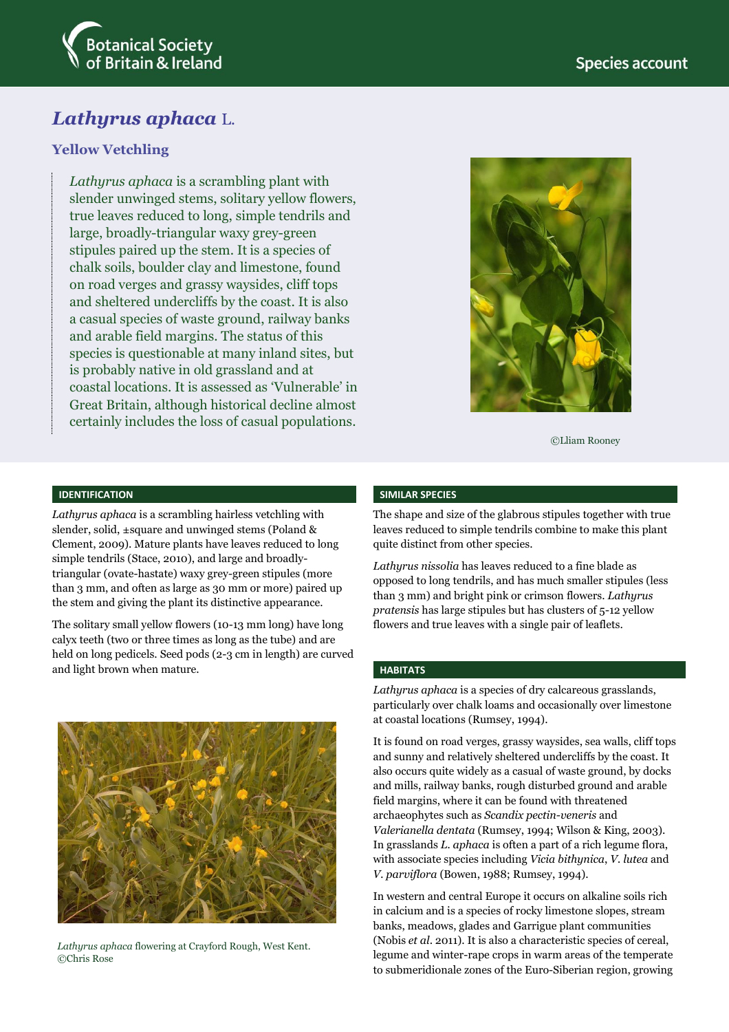Botanical Society of Britain & Ireland

Species account

# *Lathyrus aphaca* L.

## Yellow Vetchling

*Lathyrus aphaca* is a scrambling plant with slender unwinged stems, solitary yellow flowers, true leaves reduced to long, simple tendrils and large, broadly-triangular waxy grey-green stipules paired up the stem. It is a species of chalk soils, boulder clay and limestone, found on road verges and grassy waysides, cliff tops and sheltered undercliffs by the coast. It is also a casual species of waste ground, railway banks and arable field margins. The status of this species is questionable at many inland sites, but is probably native in old grassland and at coastal locations. It is assessed as 'Vulnerable' in Great Britain, although historical decline almost certainly includes the loss of casual populations.

©Lliam Rooney

### IDENTIFICATION

*Lathyrus aphaca* is a scrambling hairless vetchling with slender, solid, ±square and unwinged stems (Poland & Clement, 2009). Mature plants have leaves reduced to long simple tendrils (Stace, 2010), and large and broadly-triangular (ovate-hastate) waxy grey-green stipules (more than 3 mm, and often as large as 30 mm or more) paired up the stem and giving the plant its distinctive appearance.

The solitary small yellow flowers (10-13 mm long) have long calyx teeth (two or three times as long as the tube) and are held on long pedicels. Seed pods (2-3 cm in length) are curved and light brown when mature.

*Lathyrus aphaca* flowering at Crayford Rough, West Kent. ©Chris Rose

### SIMILAR SPECIES

The shape and size of the glabrous stipules together with true leaves reduced to simple tendrils combine to make this plant quite distinct from other species.

*Lathyrus nissolia* has leaves reduced to a fine blade as opposed to long tendrils, and has much smaller stipules (less than 3 mm) and bright pink or crimson flowers. *Lathyrus pratensis* has large stipules but has clusters of 5-12 yellow flowers and true leaves with a single pair of leaflets.

### HABITATS

*Lathyrus aphaca* is a species of dry calcareous grasslands, particularly over chalk loams and occasionally over limestone at coastal locations (Rumsey, 1994).

It is found on road verges, grassy waysides, sea walls, cliff tops and sunny and relatively sheltered undercliffs by the coast. It also occurs quite widely as a casual of waste ground, by docks and mills, railway banks, rough disturbed ground and arable field margins, where it can be found with threatened archaeophytes such as *Scandix pectin-veneris* and *Valerianella dentata* (Rumsey, 1994; Wilson & King, 2003). In grasslands *L. aphaca* is often a part of a rich legume flora, with associate species including *Vicia bithynica*, *V. lutea* and *V. parviflora* (Bowen, 1988; Rumsey, 1994).

In western and central Europe it occurs on alkaline soils rich in calcium and is a species of rocky limestone slopes, stream banks, meadows, glades and Garrigue plant communities (Nobis *et al*. 2011). It is also a characteristic species of cereal, legume and winter-rape crops in warm areas of the temperate to submeridionale zones of the Euro-Siberian region, growing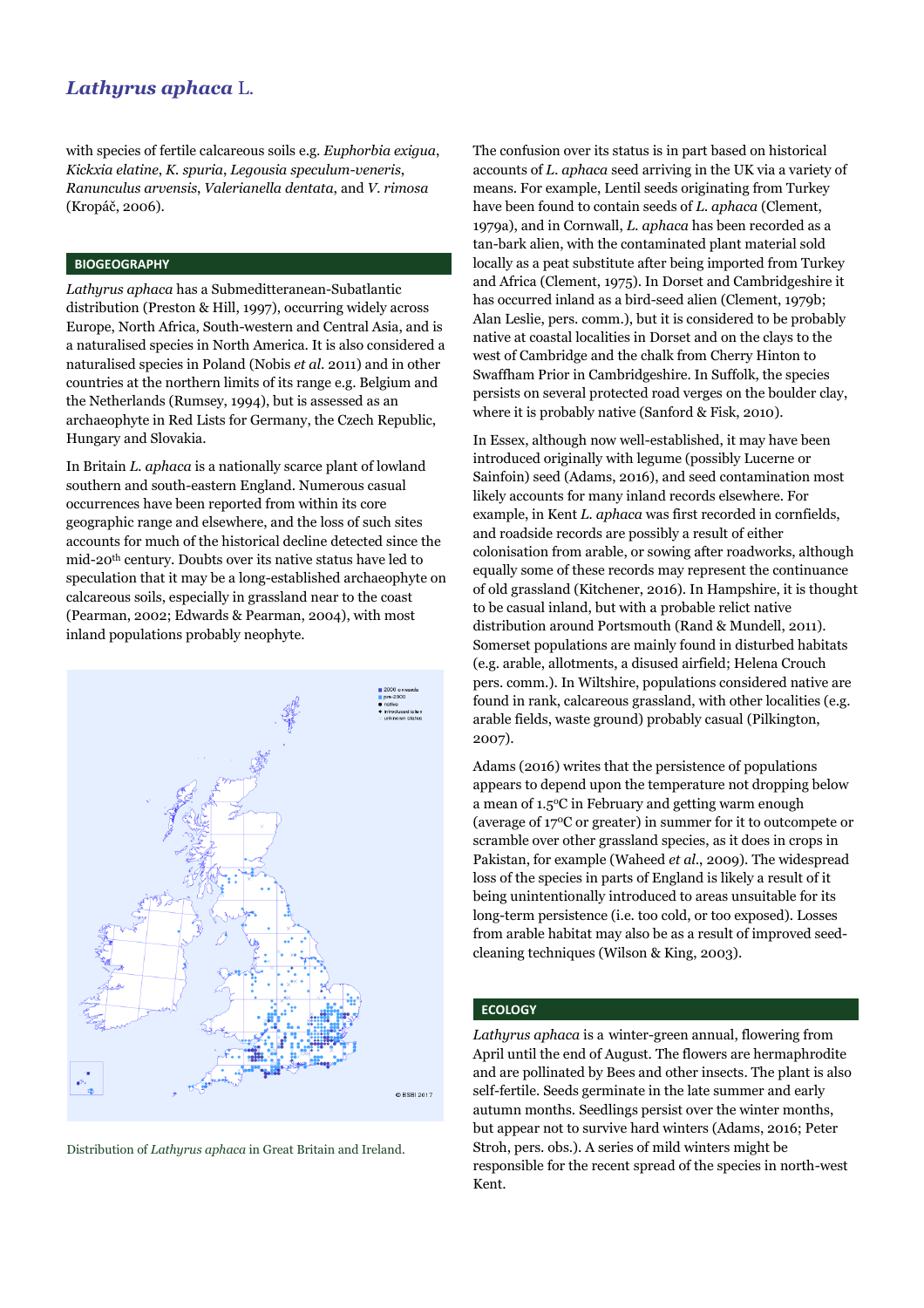with species of fertile calcareous soils e.g. *Euphorbia exigua*, *Kickxia elatine*, *K. spuria*, *Legousia speculum-veneris*, *Ranunculus arvensis*, *Valerianella dentata*, and *V. rimosa* (Kropáč, 2006).

## BIOGEOGRAPHY

*Lathyrus aphaca* has a Submediterranean-Subatlantic distribution (Preston & Hill, 1997), occurring widely across Europe, North Africa, South-western and Central Asia, and is a naturalised species in North America. It is also considered a naturalised species in Poland (Nobis *et al.* 2011) and in other countries at the northern limits of its range e.g. Belgium and the Netherlands (Rumsey, 1994), but is assessed as an archaeophyte in Red Lists for Germany, the Czech Republic, Hungary and Slovakia.

In Britain *L. aphaca* is a nationally scarce plant of lowland southern and south-eastern England. Numerous casual occurrences have been reported from within its core geographic range and elsewhere, and the loss of such sites accounts for much of the historical decline detected since the mid-20th century. Doubts over its native status have led to speculation that it may be a long-established archaeophyte on calcareous soils, especially in grassland near to the coast (Pearman, 2002; Edwards & Pearman, 2004), with most inland populations probably neophyte.

Distribution of *Lathyrus aphaca* in Great Britain and Ireland.

The confusion over its status is in part based on historical accounts of *L. aphaca* seed arriving in the UK via a variety of means. For example, Lentil seeds originating from Turkey have been found to contain seeds of *L. aphaca* (Clement, 1979a), and in Cornwall, *L. aphaca* has been recorded as a tan-bark alien, with the contaminated plant material sold locally as a peat substitute after being imported from Turkey and Africa (Clement, 1975). In Dorset and Cambridgeshire it has occurred inland as a bird-seed alien (Clement, 1979b; Alan Leslie, pers. comm.), but it is considered to be probably native at coastal localities in Dorset and on the clays to the west of Cambridge and the chalk from Cherry Hinton to Swaffham Prior in Cambridgeshire. In Suffolk, the species persists on several protected road verges on the boulder clay, where it is probably native (Sanford & Fisk, 2010).

In Essex, although now well-established, it may have been introduced originally with legume (possibly Lucerne or Sainfoin) seed (Adams, 2016), and seed contamination most likely accounts for many inland records elsewhere. For example, in Kent *L. aphaca* was first recorded in cornfields, and roadside records are possibly a result of either colonisation from arable, or sowing after roadworks, although equally some of these records may represent the continuance of old grassland (Kitchener, 2016). In Hampshire, it is thought to be casual inland, but with a probable relict native distribution around Portsmouth (Rand & Mundell, 2011). Somerset populations are mainly found in disturbed habitats (e.g. arable, allotments, a disused airfield; Helena Crouch pers. comm.). In Wiltshire, populations considered native are found in rank, calcareous grassland, with other localities (e.g. arable fields, waste ground) probably casual (Pilkington, 2007).

Adams (2016) writes that the persistence of populations appears to depend upon the temperature not dropping below a mean of 1.5°C in February and getting warm enough (average of 17°C or greater) in summer for it to outcompete or scramble over other grassland species, as it does in crops in Pakistan, for example (Waheed *et al.*, 2009). The widespread loss of the species in parts of England is likely a result of it being unintentionally introduced to areas unsuitable for its long-term persistence (i.e. too cold, or too exposed). Losses from arable habitat may also be as a result of improved seed-cleaning techniques (Wilson & King, 2003).

## ECOLOGY

*Lathyrus aphaca* is a winter-green annual, flowering from April until the end of August. The flowers are hermaphrodite and are pollinated by Bees and other insects. The plant is also self-fertile. Seeds germinate in the late summer and early autumn months. Seedlings persist over the winter months, but appear not to survive hard winters (Adams, 2016; Peter Stroh, pers. obs.). A series of mild winters might be responsible for the recent spread of the species in north-west Kent.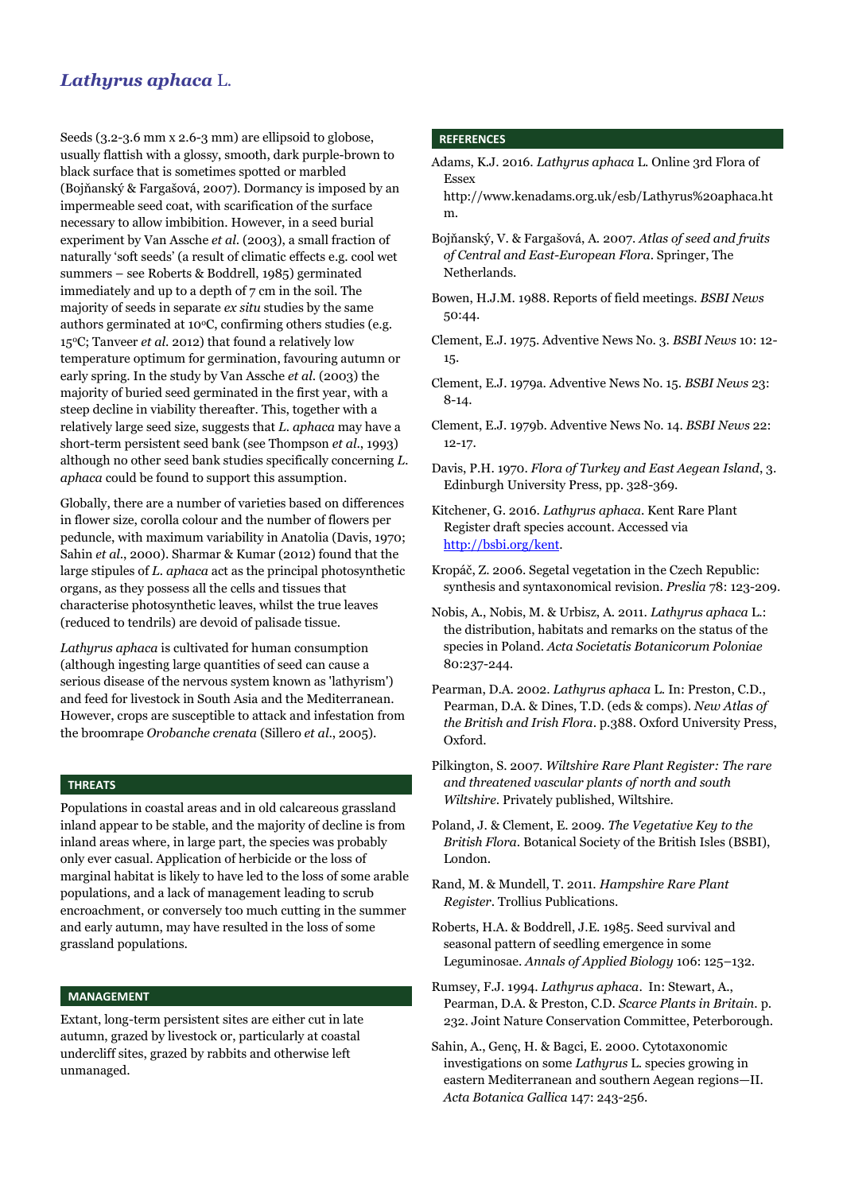# *Lathyrus aphaca* L.

Seeds (3.2-3.6 mm x 2.6-3 mm) are ellipsoid to globose, usually flattish with a glossy, smooth, dark purple-brown to black surface that is sometimes spotted or marbled (Bojňanský & Fargašová, 2007). Dormancy is imposed by an impermeable seed coat, with scarification of the surface necessary to allow imbibition. However, in a seed burial experiment by Van Assche *et al.* (2003), a small fraction of naturally 'soft seeds' (a result of climatic effects e.g. cool wet summers – see Roberts & Boddrell, 1985) germinated immediately and up to a depth of 7 cm in the soil. The majority of seeds in separate *ex situ* studies by the same authors germinated at 10°C, confirming others studies (e.g. 15°C; Tanveer *et al.* 2012) that found a relatively low temperature optimum for germination, favouring autumn or early spring. In the study by Van Assche *et al.* (2003) the majority of buried seed germinated in the first year, with a steep decline in viability thereafter. This, together with a relatively large seed size, suggests that *L. aphaca* may have a short-term persistent seed bank (see Thompson *et al.*, 1993) although no other seed bank studies specifically concerning *L. aphaca* could be found to support this assumption.

Globally, there are a number of varieties based on differences in flower size, corolla colour and the number of flowers per peduncle, with maximum variability in Anatolia (Davis, 1970; Sahin *et al.*, 2000). Sharmar & Kumar (2012) found that the large stipules of *L. aphaca* act as the principal photosynthetic organs, as they possess all the cells and tissues that characterise photosynthetic leaves, whilst the true leaves (reduced to tendrils) are devoid of palisade tissue.

*Lathyrus aphaca* is cultivated for human consumption (although ingesting large quantities of seed can cause a serious disease of the nervous system known as 'lathyrism') and feed for livestock in South Asia and the Mediterranean. However, crops are susceptible to attack and infestation from the broomrape *Orobanche crenata* (Sillero *et al.*, 2005).

## THREATS

Populations in coastal areas and in old calcareous grassland inland appear to be stable, and the majority of decline is from inland areas where, in large part, the species was probably only ever casual. Application of herbicide or the loss of marginal habitat is likely to have led to the loss of some arable populations, and a lack of management leading to scrub encroachment, or conversely too much cutting in the summer and early autumn, may have resulted in the loss of some grassland populations.

## MANAGEMENT

Extant, long-term persistent sites are either cut in late autumn, grazed by livestock or, particularly at coastal undercliff sites, grazed by rabbits and otherwise left unmanaged.

## REFERENCES

Adams, K.J. 2016. *Lathyrus aphaca* L. Online 3rd Flora of Essex http://www.kenadams.org.uk/esb/Lathyrus%20aphaca.htm.

Bojňanský, V. & Fargašová, A. 2007. *Atlas of seed and fruits of Central and East-European Flora*. Springer, The Netherlands.

Bowen, H.J.M. 1988. Reports of field meetings. *BSBI News* 50:44.

Clement, E.J. 1975. Adventive News No. 3. *BSBI News* 10: 12-15.

Clement, E.J. 1979a. Adventive News No. 15. *BSBI News* 23: 8-14.

Clement, E.J. 1979b. Adventive News No. 14. *BSBI News* 22: 12-17.

Davis, P.H. 1970. *Flora of Turkey and East Aegean Island*, 3. Edinburgh University Press, pp. 328-369.

Kitchener, G. 2016. *Lathyrus aphaca*. Kent Rare Plant Register draft species account. Accessed via http://bsbi.org/kent.

Kropáč, Z. 2006. Segetal vegetation in the Czech Republic: synthesis and syntaxonomical revision. *Preslia* 78: 123-209.

Nobis, A., Nobis, M. & Urbisz, A. 2011. *Lathyrus aphaca* L.: the distribution, habitats and remarks on the status of the species in Poland. *Acta Societatis Botanicorum Poloniae* 80:237-244.

Pearman, D.A. 2002. *Lathyrus aphaca* L. In: Preston, C.D., Pearman, D.A. & Dines, T.D. (eds & comps). *New Atlas of the British and Irish Flora*. p.388. Oxford University Press, Oxford.

Pilkington, S. 2007. *Wiltshire Rare Plant Register: The rare and threatened vascular plants of north and south Wiltshire*. Privately published, Wiltshire.

Poland, J. & Clement, E. 2009. *The Vegetative Key to the British Flora*. Botanical Society of the British Isles (BSBI), London.

Rand, M. & Mundell, T. 2011. *Hampshire Rare Plant Register*. Trollius Publications.

Roberts, H.A. & Boddrell, J.E. 1985. Seed survival and seasonal pattern of seedling emergence in some Leguminosae. *Annals of Applied Biology* 106: 125–132.

Rumsey, F.J. 1994. *Lathyrus aphaca*. In: Stewart, A., Pearman, D.A. & Preston, C.D. *Scarce Plants in Britain*. p. 232. Joint Nature Conservation Committee, Peterborough.

Sahin, A., Genç, H. & Bagci, E. 2000. Cytotaxonomic investigations on some *Lathyrus* L. species growing in eastern Mediterranean and southern Aegean regions—II. *Acta Botanica Gallica* 147: 243-256.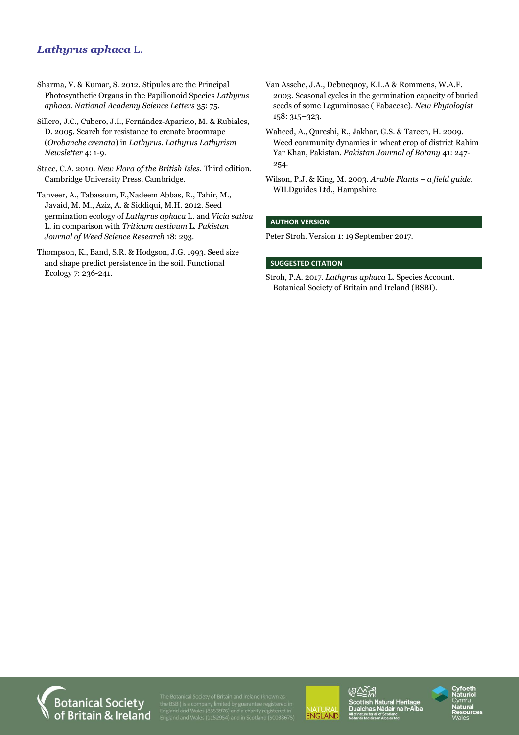Sharma, V. & Kumar, S. 2012. Stipules are the Principal Photosynthetic Organs in the Papilionoid Species *Lathyrus aphaca*. *National Academy Science Letters* 35: 75.

Sillero, J.C., Cubero, J.I., Fernández-Aparicio, M. & Rubiales, D. 2005. Search for resistance to crenate broomrape (*Orobanche crenata*) in *Lathyrus*. *Lathyrus Lathyrism Newsletter* 4: 1-9.

Stace, C.A. 2010. *New Flora of the British Isles*, Third edition. Cambridge University Press, Cambridge.

Tanveer, A., Tabassum, F.,Nadeem Abbas, R., Tahir, M., Javaid, M. M., Aziz, A. & Siddiqui, M.H. 2012. Seed germination ecology of *Lathyrus aphaca* L. and *Vicia sativa* L. in comparison with *Triticum aestivum* L. *Pakistan Journal of Weed Science Research* 18: 293.

Thompson, K., Band, S.R. & Hodgson, J.G. 1993. Seed size and shape predict persistence in the soil. Functional Ecology 7: 236-241.

Van Assche, J.A., Debucquoy, K.L.A & Rommens, W.A.F. 2003. Seasonal cycles in the germination capacity of buried seeds of some Leguminosae ( Fabaceae). *New Phytologist* 158: 315–323.

Waheed, A., Qureshi, R., Jakhar, G.S. & Tareen, H. 2009. Weed community dynamics in wheat crop of district Rahim Yar Khan, Pakistan. *Pakistan Journal of Botany* 41: 247-254.

Wilson, P.J. & King, M. 2003. *Arable Plants – a field guide*. WILDguides Ltd., Hampshire.

## AUTHOR VERSION

Peter Stroh. Version 1: 19 September 2017.

## SUGGESTED CITATION

Stroh, P.A. 2017. *Lathyrus aphaca* L. Species Account. Botanical Society of Britain and Ireland (BSBI).

The Botanical Society of Britain and Ireland (known as the BSBI) is a company limited by guarantee registered in England and Wales (8553976) and a charity registered in England and Wales (1152954) and in Scotland (SC038675)